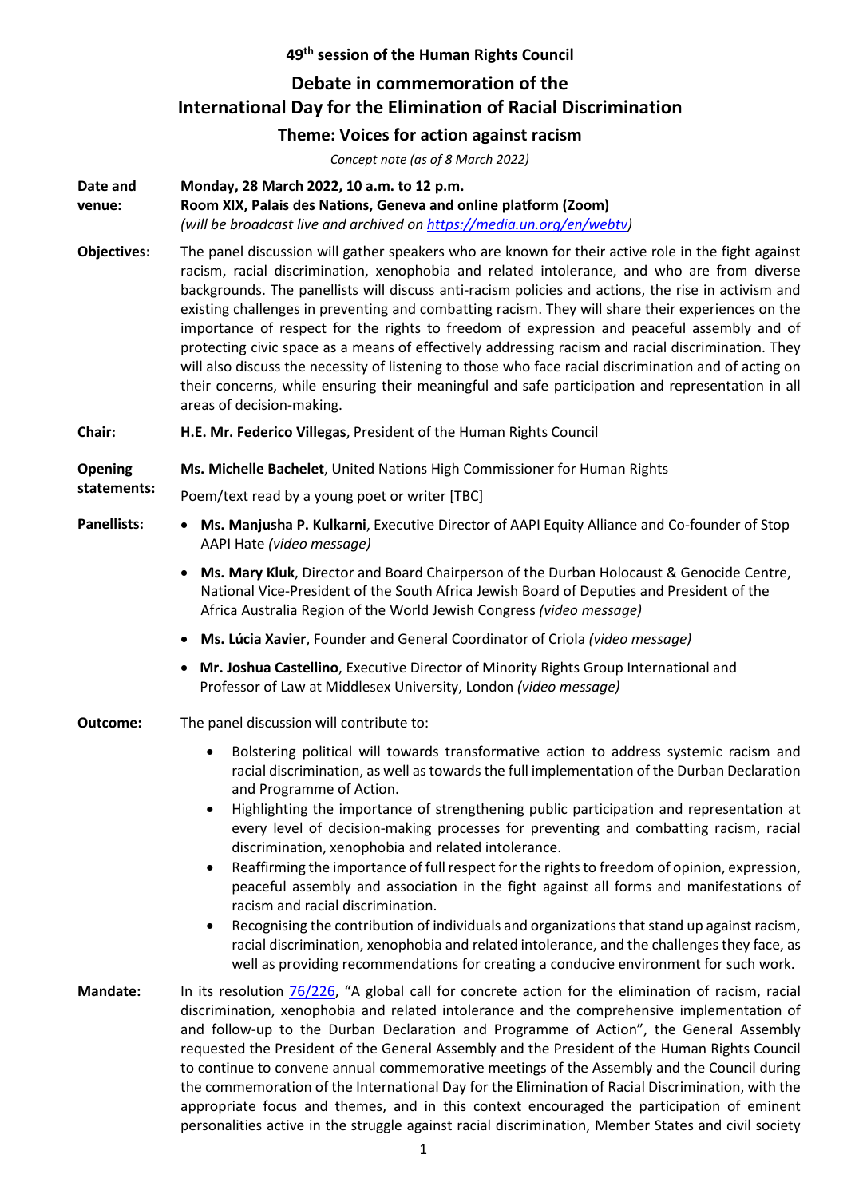**49th session of the Human Rights Council**

# Debate in commemoration of the International Day for the Elimination of Racial Discrimination

## Theme: Voices for action against racism

*Concept note (as of 8 March 2022)*

**Date and venue:** **Monday, 28 March 2022, 10 a.m. to 12 p.m.**
**Room XIX, Palais des Nations, Geneva and online platform (Zoom)**
*(will be broadcast live and archived on [https://media.un.org/en/webtv](https://media.un.org/en/webtv))*

**Objectives:** The panel discussion will gather speakers who are known for their active role in the fight against racism, racial discrimination, xenophobia and related intolerance, and who are from diverse backgrounds. The panellists will discuss anti-racism policies and actions, the rise in activism and existing challenges in preventing and combatting racism. They will share their experiences on the importance of respect for the rights to freedom of expression and peaceful assembly and of protecting civic space as a means of effectively addressing racism and racial discrimination. They will also discuss the necessity of listening to those who face racial discrimination and of acting on their concerns, while ensuring their meaningful and safe participation and representation in all areas of decision-making.

**Chair:** **H.E. Mr. Federico Villegas**, President of the Human Rights Council

**Opening statements:** **Ms. Michelle Bachelet**, United Nations High Commissioner for Human Rights

Poem/text read by a young poet or writer [TBC]

**Panellists:**

- **Ms. Manjusha P. Kulkarni**, Executive Director of AAPI Equity Alliance and Co-founder of Stop AAPI Hate *(video message)*
- **Ms. Mary Kluk**, Director and Board Chairperson of the Durban Holocaust & Genocide Centre, National Vice-President of the South Africa Jewish Board of Deputies and President of the Africa Australia Region of the World Jewish Congress *(video message)*
- **Ms. Lúcia Xavier**, Founder and General Coordinator of Criola *(video message)*
- **Mr. Joshua Castellino**, Executive Director of Minority Rights Group International and Professor of Law at Middlesex University, London *(video message)*

**Outcome:** The panel discussion will contribute to:

- Bolstering political will towards transformative action to address systemic racism and racial discrimination, as well as towards the full implementation of the Durban Declaration and Programme of Action.
- Highlighting the importance of strengthening public participation and representation at every level of decision-making processes for preventing and combatting racism, racial discrimination, xenophobia and related intolerance.
- Reaffirming the importance of full respect for the rights to freedom of opinion, expression, peaceful assembly and association in the fight against all forms and manifestations of racism and racial discrimination.
- Recognising the contribution of individuals and organizations that stand up against racism, racial discrimination, xenophobia and related intolerance, and the challenges they face, as well as providing recommendations for creating a conducive environment for such work.

**Mandate:** In its resolution [76/226](76/226), "A global call for concrete action for the elimination of racism, racial discrimination, xenophobia and related intolerance and the comprehensive implementation of and follow-up to the Durban Declaration and Programme of Action", the General Assembly requested the President of the General Assembly and the President of the Human Rights Council to continue to convene annual commemorative meetings of the Assembly and the Council during the commemoration of the International Day for the Elimination of Racial Discrimination, with the appropriate focus and themes, and in this context encouraged the participation of eminent personalities active in the struggle against racial discrimination, Member States and civil society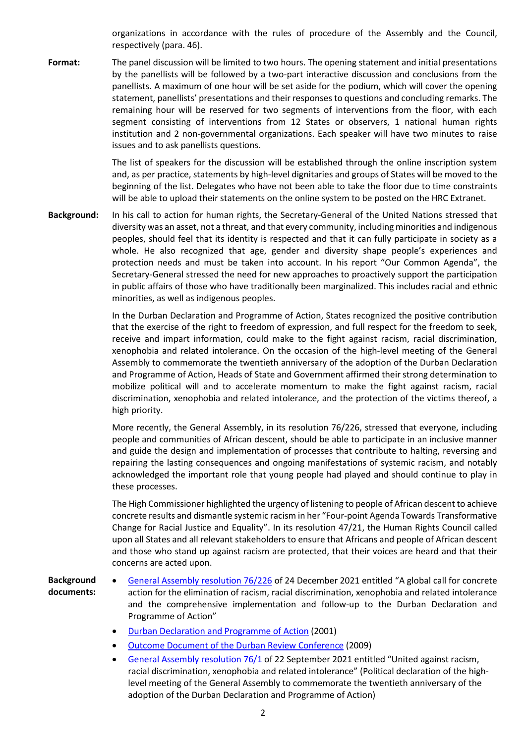organizations in accordance with the rules of procedure of the Assembly and the Council, respectively (para. 46).

**Format:** The panel discussion will be limited to two hours. The opening statement and initial presentations by the panellists will be followed by a two-part interactive discussion and conclusions from the panellists. A maximum of one hour will be set aside for the podium, which will cover the opening statement, panellists' presentations and their responses to questions and concluding remarks. The remaining hour will be reserved for two segments of interventions from the floor, with each segment consisting of interventions from 12 States or observers, 1 national human rights institution and 2 non-governmental organizations. Each speaker will have two minutes to raise issues and to ask panellists questions.

The list of speakers for the discussion will be established through the online inscription system and, as per practice, statements by high-level dignitaries and groups of States will be moved to the beginning of the list. Delegates who have not been able to take the floor due to time constraints will be able to upload their statements on the online system to be posted on the HRC Extranet.

**Background:** In his call to action for human rights, the Secretary-General of the United Nations stressed that diversity was an asset, not a threat, and that every community, including minorities and indigenous peoples, should feel that its identity is respected and that it can fully participate in society as a whole. He also recognized that age, gender and diversity shape people's experiences and protection needs and must be taken into account. In his report "Our Common Agenda", the Secretary-General stressed the need for new approaches to proactively support the participation in public affairs of those who have traditionally been marginalized. This includes racial and ethnic minorities, as well as indigenous peoples.

In the Durban Declaration and Programme of Action, States recognized the positive contribution that the exercise of the right to freedom of expression, and full respect for the freedom to seek, receive and impart information, could make to the fight against racism, racial discrimination, xenophobia and related intolerance. On the occasion of the high-level meeting of the General Assembly to commemorate the twentieth anniversary of the adoption of the Durban Declaration and Programme of Action, Heads of State and Government affirmed their strong determination to mobilize political will and to accelerate momentum to make the fight against racism, racial discrimination, xenophobia and related intolerance, and the protection of the victims thereof, a high priority.

More recently, the General Assembly, in its resolution 76/226, stressed that everyone, including people and communities of African descent, should be able to participate in an inclusive manner and guide the design and implementation of processes that contribute to halting, reversing and repairing the lasting consequences and ongoing manifestations of systemic racism, and notably acknowledged the important role that young people had played and should continue to play in these processes.

The High Commissioner highlighted the urgency of listening to people of African descent to achieve concrete results and dismantle systemic racism in her "Four-point Agenda Towards Transformative Change for Racial Justice and Equality". In its resolution 47/21, the Human Rights Council called upon all States and all relevant stakeholders to ensure that Africans and people of African descent and those who stand up against racism are protected, that their voices are heard and that their concerns are acted upon.

**Background documents:**

- General Assembly resolution 76/226 of 24 December 2021 entitled "A global call for concrete action for the elimination of racism, racial discrimination, xenophobia and related intolerance and the comprehensive implementation and follow-up to the Durban Declaration and Programme of Action"
- Durban Declaration and Programme of Action (2001)
- Outcome Document of the Durban Review Conference (2009)
- General Assembly resolution 76/1 of 22 September 2021 entitled "United against racism, racial discrimination, xenophobia and related intolerance" (Political declaration of the high-level meeting of the General Assembly to commemorate the twentieth anniversary of the adoption of the Durban Declaration and Programme of Action)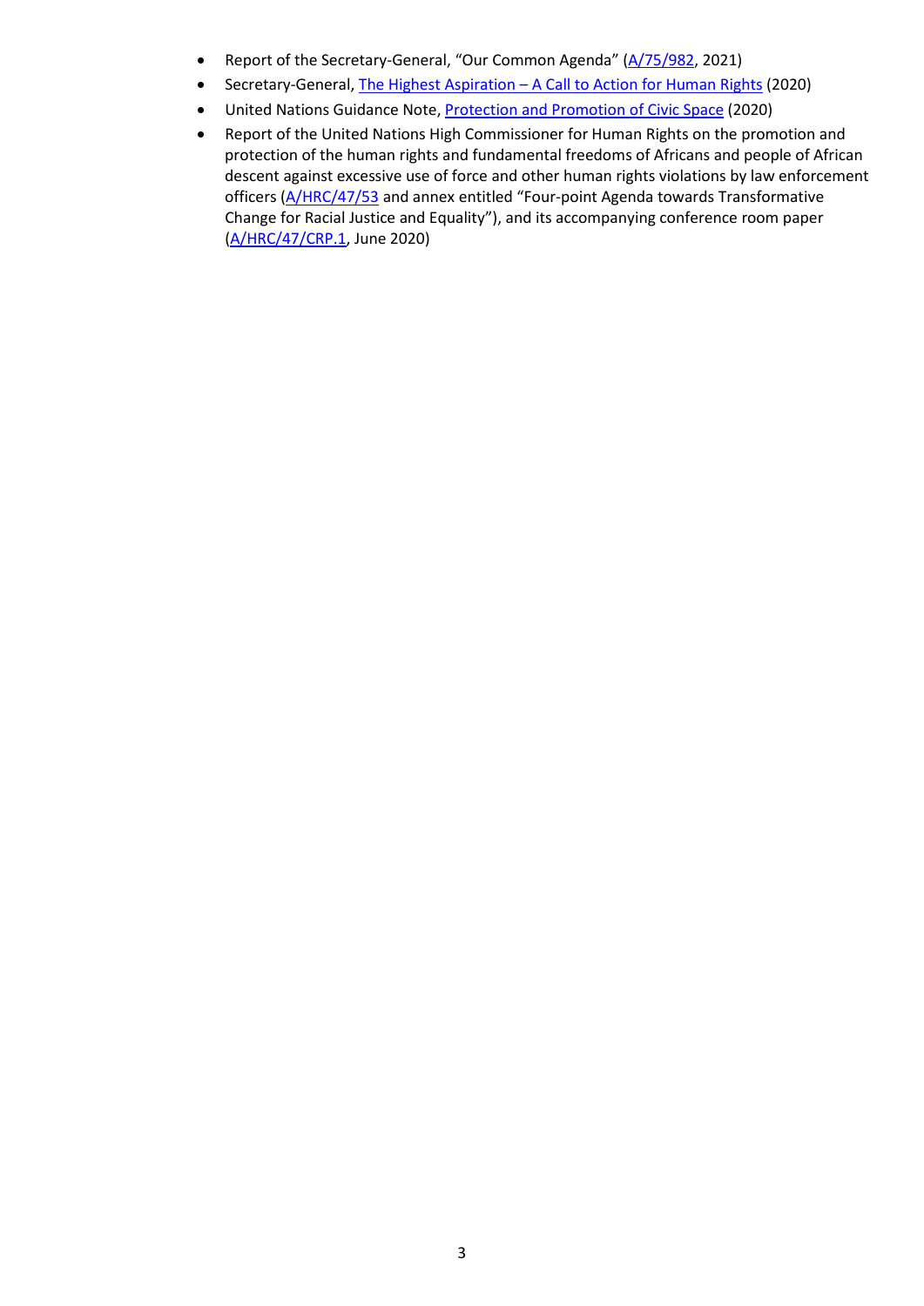- Report of the Secretary-General, "Our Common Agenda" (A/75/982, 2021)
- Secretary-General, The Highest Aspiration – A Call to Action for Human Rights (2020)
- United Nations Guidance Note, Protection and Promotion of Civic Space (2020)
- Report of the United Nations High Commissioner for Human Rights on the promotion and protection of the human rights and fundamental freedoms of Africans and people of African descent against excessive use of force and other human rights violations by law enforcement officers (A/HRC/47/53 and annex entitled "Four-point Agenda towards Transformative Change for Racial Justice and Equality"), and its accompanying conference room paper (A/HRC/47/CRP.1, June 2020)